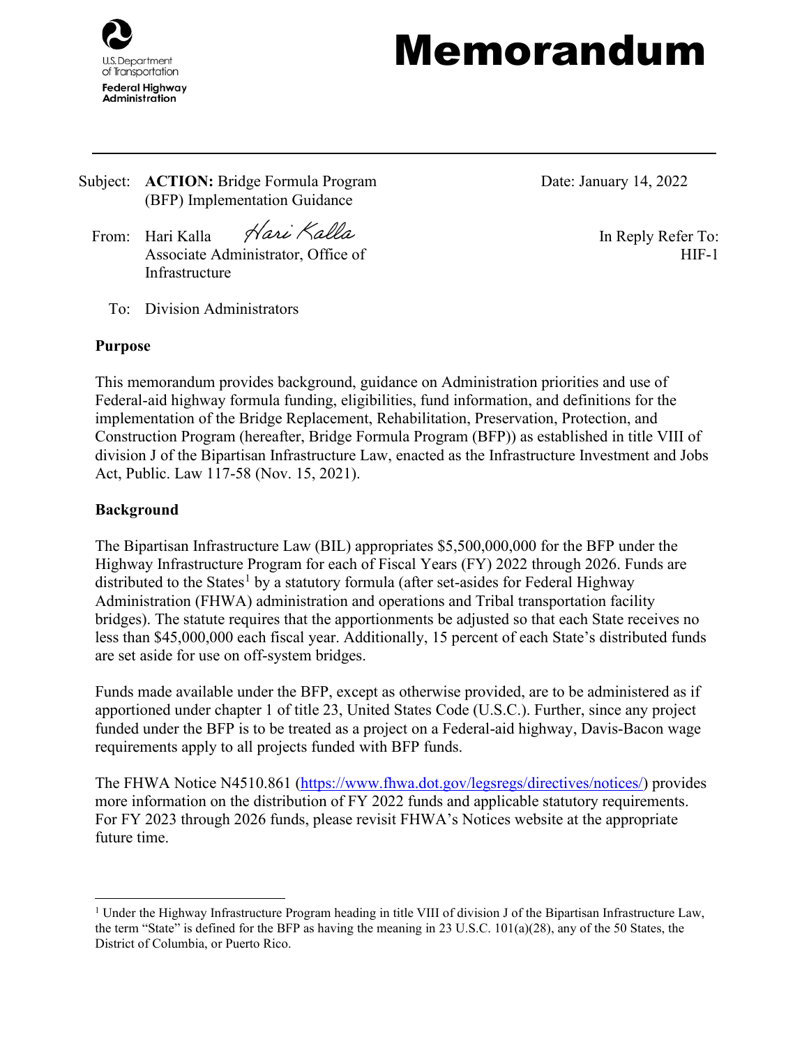U.S. Department of Transportation
**Federal Highway Administration**

# Memorandum

Subject: **ACTION:** Bridge Formula Program (BFP) Implementation Guidance

Date: January 14, 2022

From: Hari Kalla
Associate Administrator, Office of Infrastructure

In Reply Refer To: HIF-1

To: Division Administrators

**Purpose**

This memorandum provides background, guidance on Administration priorities and use of Federal-aid highway formula funding, eligibilities, fund information, and definitions for the implementation of the Bridge Replacement, Rehabilitation, Preservation, Protection, and Construction Program (hereafter, Bridge Formula Program (BFP)) as established in title VIII of division J of the Bipartisan Infrastructure Law, enacted as the Infrastructure Investment and Jobs Act, Public. Law 117-58 (Nov. 15, 2021).

**Background**

The Bipartisan Infrastructure Law (BIL) appropriates $5,500,000,000 for the BFP under the Highway Infrastructure Program for each of Fiscal Years (FY) 2022 through 2026. Funds are distributed to the States[1] by a statutory formula (after set-asides for Federal Highway Administration (FHWA) administration and operations and Tribal transportation facility bridges). The statute requires that the apportionments be adjusted so that each State receives no less than $45,000,000 each fiscal year. Additionally, 15 percent of each State's distributed funds are set aside for use on off-system bridges.

Funds made available under the BFP, except as otherwise provided, are to be administered as if apportioned under chapter 1 of title 23, United States Code (U.S.C.). Further, since any project funded under the BFP is to be treated as a project on a Federal-aid highway, Davis-Bacon wage requirements apply to all projects funded with BFP funds.

The FHWA Notice N4510.861 (https://www.fhwa.dot.gov/legsregs/directives/notices/) provides more information on the distribution of FY 2022 funds and applicable statutory requirements. For FY 2023 through 2026 funds, please revisit FHWA's Notices website at the appropriate future time.

[1] Under the Highway Infrastructure Program heading in title VIII of division J of the Bipartisan Infrastructure Law, the term "State" is defined for the BFP as having the meaning in 23 U.S.C. 101(a)(28), any of the 50 States, the District of Columbia, or Puerto Rico.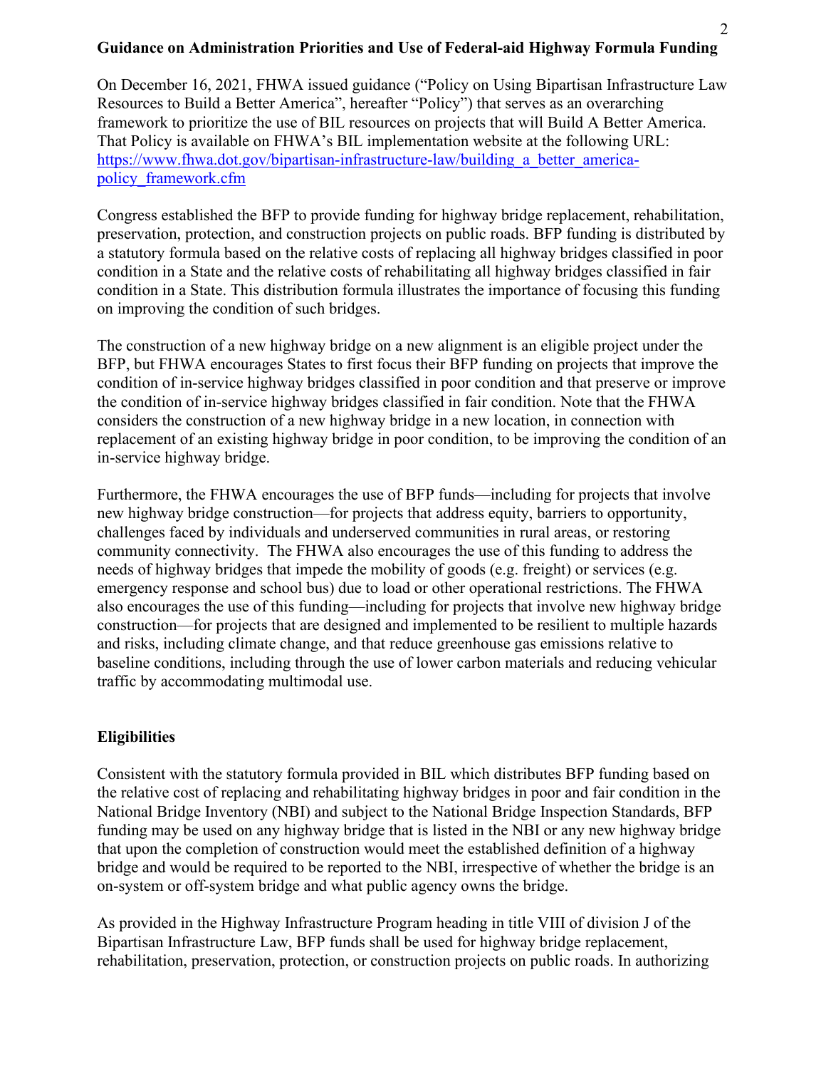**Guidance on Administration Priorities and Use of Federal-aid Highway Formula Funding**

On December 16, 2021, FHWA issued guidance ("Policy on Using Bipartisan Infrastructure Law Resources to Build a Better America", hereafter "Policy") that serves as an overarching framework to prioritize the use of BIL resources on projects that will Build A Better America. That Policy is available on FHWA's BIL implementation website at the following URL: [https://www.fhwa.dot.gov/bipartisan-infrastructure-law/building_a_better_america-policy_framework.cfm](https://www.fhwa.dot.gov/bipartisan-infrastructure-law/building_a_better_america-policy_framework.cfm)

Congress established the BFP to provide funding for highway bridge replacement, rehabilitation, preservation, protection, and construction projects on public roads. BFP funding is distributed by a statutory formula based on the relative costs of replacing all highway bridges classified in poor condition in a State and the relative costs of rehabilitating all highway bridges classified in fair condition in a State. This distribution formula illustrates the importance of focusing this funding on improving the condition of such bridges.

The construction of a new highway bridge on a new alignment is an eligible project under the BFP, but FHWA encourages States to first focus their BFP funding on projects that improve the condition of in-service highway bridges classified in poor condition and that preserve or improve the condition of in-service highway bridges classified in fair condition. Note that the FHWA considers the construction of a new highway bridge in a new location, in connection with replacement of an existing highway bridge in poor condition, to be improving the condition of an in-service highway bridge.

Furthermore, the FHWA encourages the use of BFP funds—including for projects that involve new highway bridge construction—for projects that address equity, barriers to opportunity, challenges faced by individuals and underserved communities in rural areas, or restoring community connectivity. The FHWA also encourages the use of this funding to address the needs of highway bridges that impede the mobility of goods (e.g. freight) or services (e.g. emergency response and school bus) due to load or other operational restrictions. The FHWA also encourages the use of this funding—including for projects that involve new highway bridge construction—for projects that are designed and implemented to be resilient to multiple hazards and risks, including climate change, and that reduce greenhouse gas emissions relative to baseline conditions, including through the use of lower carbon materials and reducing vehicular traffic by accommodating multimodal use.

**Eligibilities**

Consistent with the statutory formula provided in BIL which distributes BFP funding based on the relative cost of replacing and rehabilitating highway bridges in poor and fair condition in the National Bridge Inventory (NBI) and subject to the National Bridge Inspection Standards, BFP funding may be used on any highway bridge that is listed in the NBI or any new highway bridge that upon the completion of construction would meet the established definition of a highway bridge and would be required to be reported to the NBI, irrespective of whether the bridge is an on-system or off-system bridge and what public agency owns the bridge.

As provided in the Highway Infrastructure Program heading in title VIII of division J of the Bipartisan Infrastructure Law, BFP funds shall be used for highway bridge replacement, rehabilitation, preservation, protection, or construction projects on public roads. In authorizing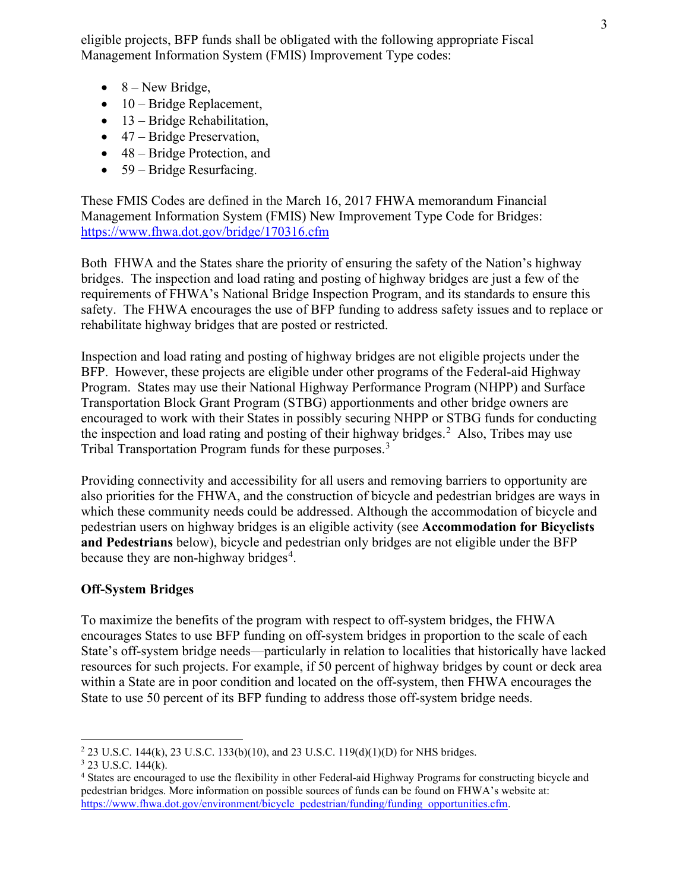eligible projects, BFP funds shall be obligated with the following appropriate Fiscal Management Information System (FMIS) Improvement Type codes:

- 8 – New Bridge,
- 10 – Bridge Replacement,
- 13 – Bridge Rehabilitation,
- 47 – Bridge Preservation,
- 48 – Bridge Protection, and
- 59 – Bridge Resurfacing.

These FMIS Codes are defined in the March 16, 2017 FHWA memorandum Financial Management Information System (FMIS) New Improvement Type Code for Bridges: https://www.fhwa.dot.gov/bridge/170316.cfm

Both FHWA and the States share the priority of ensuring the safety of the Nation's highway bridges. The inspection and load rating and posting of highway bridges are just a few of the requirements of FHWA's National Bridge Inspection Program, and its standards to ensure this safety. The FHWA encourages the use of BFP funding to address safety issues and to replace or rehabilitate highway bridges that are posted or restricted.

Inspection and load rating and posting of highway bridges are not eligible projects under the BFP. However, these projects are eligible under other programs of the Federal-aid Highway Program. States may use their National Highway Performance Program (NHPP) and Surface Transportation Block Grant Program (STBG) apportionments and other bridge owners are encouraged to work with their States in possibly securing NHPP or STBG funds for conducting the inspection and load rating and posting of their highway bridges.[2] Also, Tribes may use Tribal Transportation Program funds for these purposes.[3]

Providing connectivity and accessibility for all users and removing barriers to opportunity are also priorities for the FHWA, and the construction of bicycle and pedestrian bridges are ways in which these community needs could be addressed. Although the accommodation of bicycle and pedestrian users on highway bridges is an eligible activity (see **Accommodation for Bicyclists and Pedestrians** below), bicycle and pedestrian only bridges are not eligible under the BFP because they are non-highway bridges[4].

**Off-System Bridges**

To maximize the benefits of the program with respect to off-system bridges, the FHWA encourages States to use BFP funding on off-system bridges in proportion to the scale of each State's off-system bridge needs—particularly in relation to localities that historically have lacked resources for such projects. For example, if 50 percent of highway bridges by count or deck area within a State are in poor condition and located on the off-system, then FHWA encourages the State to use 50 percent of its BFP funding to address those off-system bridge needs.

---

[2] 23 U.S.C. 144(k), 23 U.S.C. 133(b)(10), and 23 U.S.C. 119(d)(1)(D) for NHS bridges.

[3] 23 U.S.C. 144(k).

[4] States are encouraged to use the flexibility in other Federal-aid Highway Programs for constructing bicycle and pedestrian bridges. More information on possible sources of funds can be found on FHWA's website at: https://www.fhwa.dot.gov/environment/bicycle_pedestrian/funding/funding_opportunities.cfm.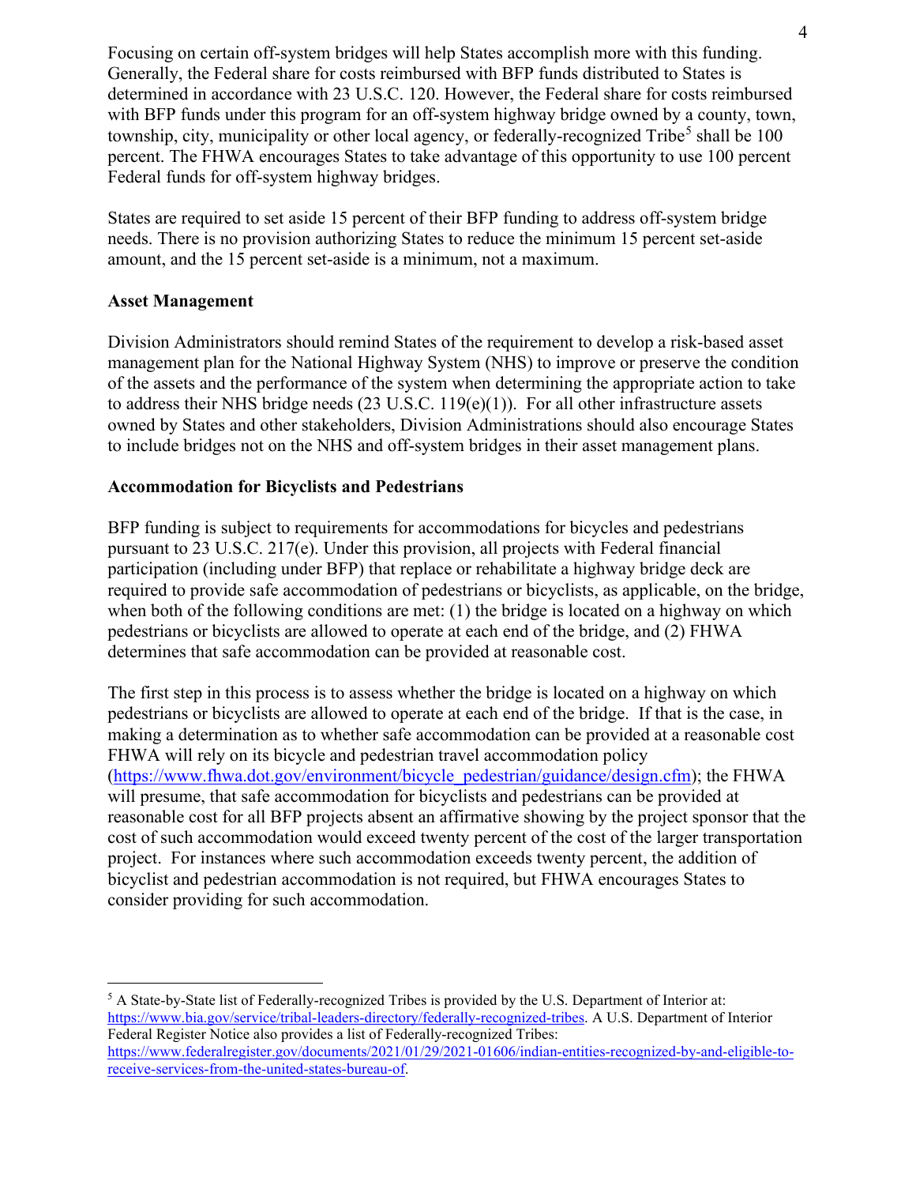Focusing on certain off-system bridges will help States accomplish more with this funding. Generally, the Federal share for costs reimbursed with BFP funds distributed to States is determined in accordance with 23 U.S.C. 120. However, the Federal share for costs reimbursed with BFP funds under this program for an off-system highway bridge owned by a county, town, township, city, municipality or other local agency, or federally-recognized Tribe[5] shall be 100 percent. The FHWA encourages States to take advantage of this opportunity to use 100 percent Federal funds for off-system highway bridges.

States are required to set aside 15 percent of their BFP funding to address off-system bridge needs. There is no provision authorizing States to reduce the minimum 15 percent set-aside amount, and the 15 percent set-aside is a minimum, not a maximum.

**Asset Management**

Division Administrators should remind States of the requirement to develop a risk-based asset management plan for the National Highway System (NHS) to improve or preserve the condition of the assets and the performance of the system when determining the appropriate action to take to address their NHS bridge needs (23 U.S.C. 119(e)(1)). For all other infrastructure assets owned by States and other stakeholders, Division Administrations should also encourage States to include bridges not on the NHS and off-system bridges in their asset management plans.

**Accommodation for Bicyclists and Pedestrians**

BFP funding is subject to requirements for accommodations for bicycles and pedestrians pursuant to 23 U.S.C. 217(e). Under this provision, all projects with Federal financial participation (including under BFP) that replace or rehabilitate a highway bridge deck are required to provide safe accommodation of pedestrians or bicyclists, as applicable, on the bridge, when both of the following conditions are met: (1) the bridge is located on a highway on which pedestrians or bicyclists are allowed to operate at each end of the bridge, and (2) FHWA determines that safe accommodation can be provided at reasonable cost.

The first step in this process is to assess whether the bridge is located on a highway on which pedestrians or bicyclists are allowed to operate at each end of the bridge. If that is the case, in making a determination as to whether safe accommodation can be provided at a reasonable cost FHWA will rely on its bicycle and pedestrian travel accommodation policy (https://www.fhwa.dot.gov/environment/bicycle_pedestrian/guidance/design.cfm); the FHWA will presume, that safe accommodation for bicyclists and pedestrians can be provided at reasonable cost for all BFP projects absent an affirmative showing by the project sponsor that the cost of such accommodation would exceed twenty percent of the cost of the larger transportation project. For instances where such accommodation exceeds twenty percent, the addition of bicyclist and pedestrian accommodation is not required, but FHWA encourages States to consider providing for such accommodation.

---

[5] A State-by-State list of Federally-recognized Tribes is provided by the U.S. Department of Interior at: https://www.bia.gov/service/tribal-leaders-directory/federally-recognized-tribes. A U.S. Department of Interior Federal Register Notice also provides a list of Federally-recognized Tribes: https://www.federalregister.gov/documents/2021/01/29/2021-01606/indian-entities-recognized-by-and-eligible-to-receive-services-from-the-united-states-bureau-of.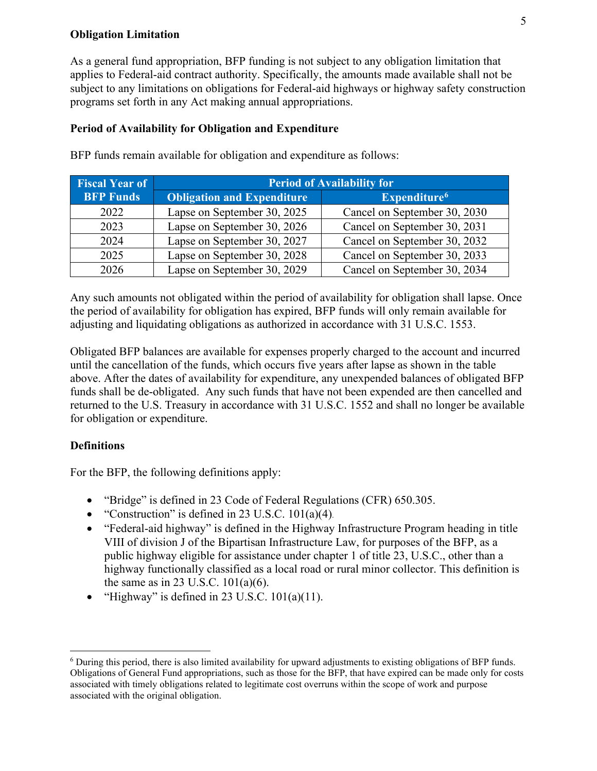**Obligation Limitation**

As a general fund appropriation, BFP funding is not subject to any obligation limitation that applies to Federal-aid contract authority. Specifically, the amounts made available shall not be subject to any limitations on obligations for Federal-aid highways or highway safety construction programs set forth in any Act making annual appropriations.

**Period of Availability for Obligation and Expenditure**

BFP funds remain available for obligation and expenditure as follows:

| Fiscal Year of BFP Funds | Period of Availability for | |
|---|---|---|
| | Obligation and Expenditure | Expenditure[6] |
| 2022 | Lapse on September 30, 2025 | Cancel on September 30, 2030 |
| 2023 | Lapse on September 30, 2026 | Cancel on September 30, 2031 |
| 2024 | Lapse on September 30, 2027 | Cancel on September 30, 2032 |
| 2025 | Lapse on September 30, 2028 | Cancel on September 30, 2033 |
| 2026 | Lapse on September 30, 2029 | Cancel on September 30, 2034 |

Any such amounts not obligated within the period of availability for obligation shall lapse. Once the period of availability for obligation has expired, BFP funds will only remain available for adjusting and liquidating obligations as authorized in accordance with 31 U.S.C. 1553.

Obligated BFP balances are available for expenses properly charged to the account and incurred until the cancellation of the funds, which occurs five years after lapse as shown in the table above. After the dates of availability for expenditure, any unexpended balances of obligated BFP funds shall be de-obligated. Any such funds that have not been expended are then cancelled and returned to the U.S. Treasury in accordance with 31 U.S.C. 1552 and shall no longer be available for obligation or expenditure.

**Definitions**

For the BFP, the following definitions apply:

- "Bridge" is defined in 23 Code of Federal Regulations (CFR) 650.305.
- "Construction" is defined in 23 U.S.C. 101(a)(4).
- "Federal-aid highway" is defined in the Highway Infrastructure Program heading in title VIII of division J of the Bipartisan Infrastructure Law, for purposes of the BFP, as a public highway eligible for assistance under chapter 1 of title 23, U.S.C., other than a highway functionally classified as a local road or rural minor collector. This definition is the same as in 23 U.S.C. 101(a)(6).
- "Highway" is defined in 23 U.S.C. 101(a)(11).

[6] During this period, there is also limited availability for upward adjustments to existing obligations of BFP funds. Obligations of General Fund appropriations, such as those for the BFP, that have expired can be made only for costs associated with timely obligations related to legitimate cost overruns within the scope of work and purpose associated with the original obligation.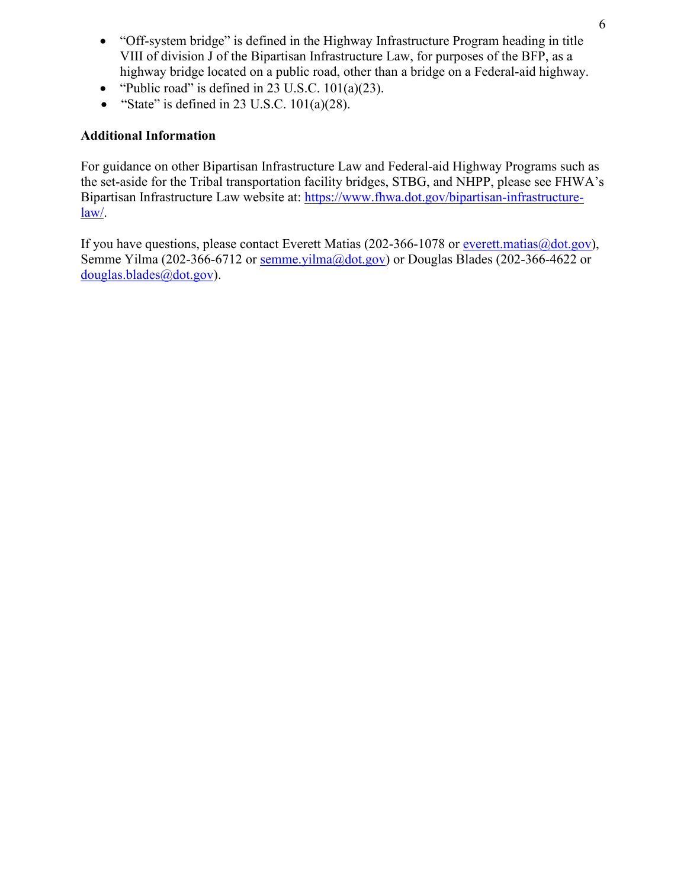- "Off-system bridge" is defined in the Highway Infrastructure Program heading in title VIII of division J of the Bipartisan Infrastructure Law, for purposes of the BFP, as a highway bridge located on a public road, other than a bridge on a Federal-aid highway.
- "Public road" is defined in 23 U.S.C. 101(a)(23).
- "State" is defined in 23 U.S.C. 101(a)(28).

**Additional Information**

For guidance on other Bipartisan Infrastructure Law and Federal-aid Highway Programs such as the set-aside for the Tribal transportation facility bridges, STBG, and NHPP, please see FHWA's Bipartisan Infrastructure Law website at: [https://www.fhwa.dot.gov/bipartisan-infrastructure-law/](https://www.fhwa.dot.gov/bipartisan-infrastructure-law/).

If you have questions, please contact Everett Matias (202-366-1078 or [everett.matias@dot.gov](mailto:everett.matias@dot.gov)), Semme Yilma (202-366-6712 or [semme.yilma@dot.gov](mailto:semme.yilma@dot.gov)) or Douglas Blades (202-366-4622 or [douglas.blades@dot.gov](mailto:douglas.blades@dot.gov)).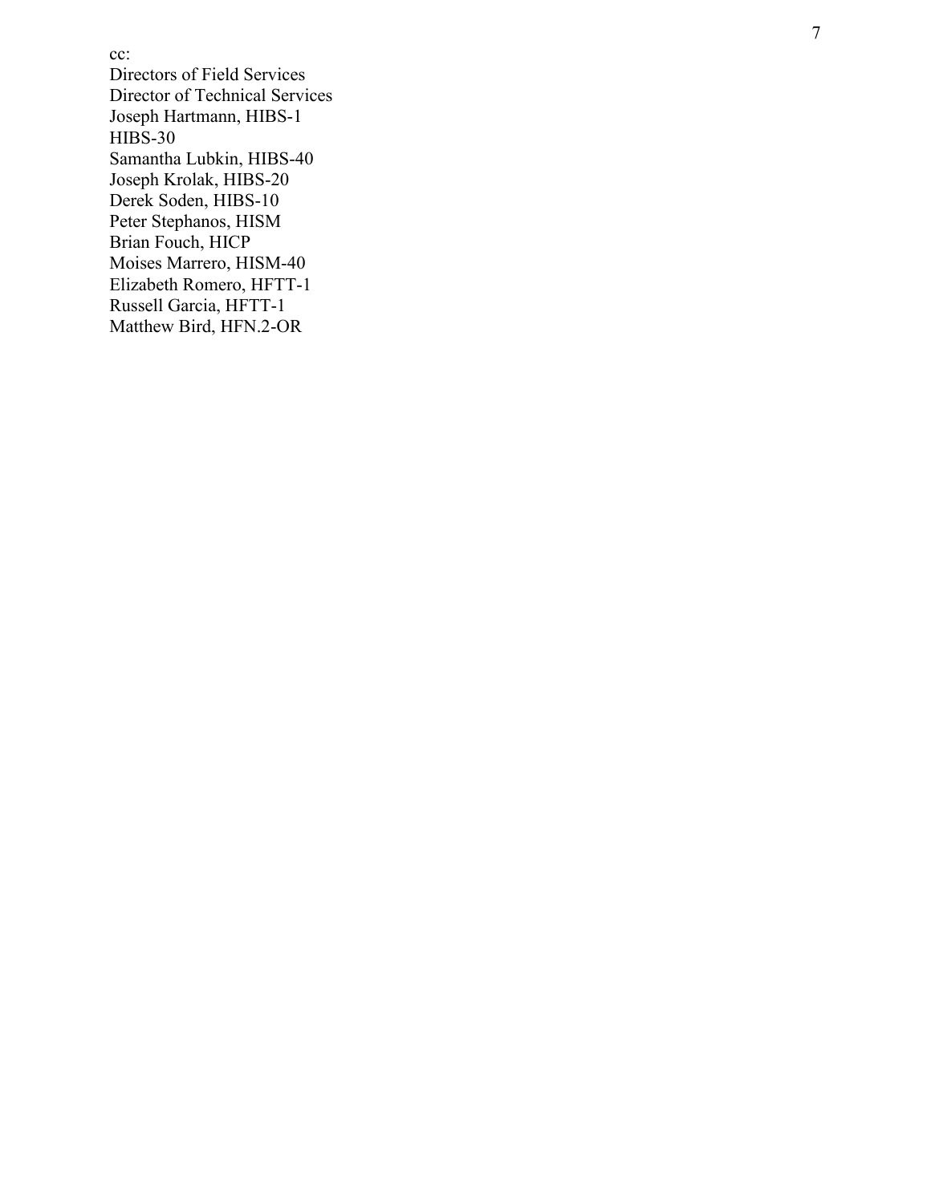cc:
Directors of Field Services
Director of Technical Services
Joseph Hartmann, HIBS-1
HIBS-30
Samantha Lubkin, HIBS-40
Joseph Krolak, HIBS-20
Derek Soden, HIBS-10
Peter Stephanos, HISM
Brian Fouch, HICP
Moises Marrero, HISM-40
Elizabeth Romero, HFTT-1
Russell Garcia, HFTT-1
Matthew Bird, HFN.2-OR